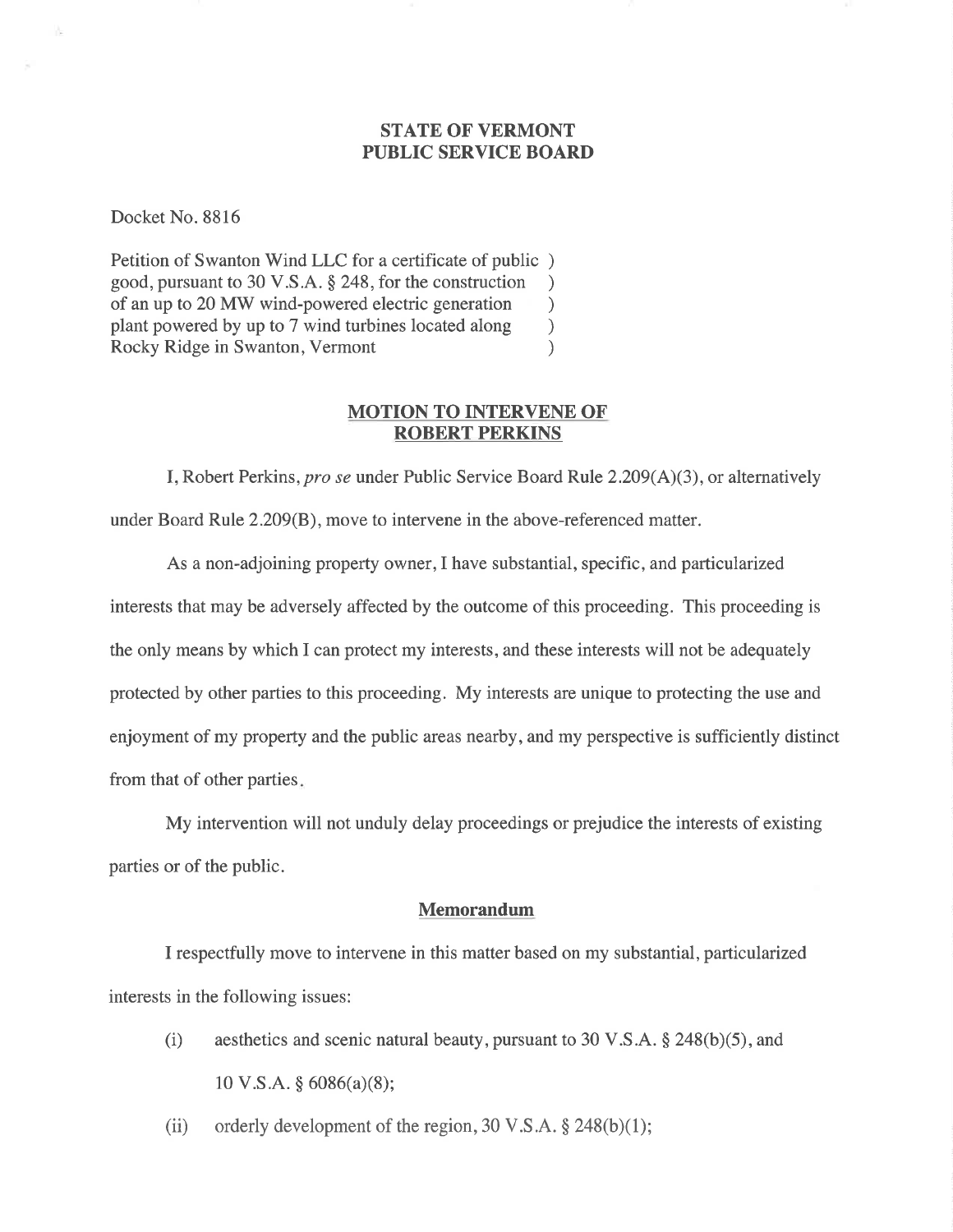**STATE OF VERMONT**
**PUBLIC SERVICE BOARD**

Docket No. 8816

Petition of Swanton Wind LLC for a certificate of public )
good, pursuant to 30 V.S.A. § 248, for the construction )
of an up to 20 MW wind-powered electric generation )
plant powered by up to 7 wind turbines located along )
Rocky Ridge in Swanton, Vermont )

**MOTION TO INTERVENE OF ROBERT PERKINS**

I, Robert Perkins, *pro se* under Public Service Board Rule 2.209(A)(3), or alternatively under Board Rule 2.209(B), move to intervene in the above-referenced matter.

As a non-adjoining property owner, I have substantial, specific, and particularized interests that may be adversely affected by the outcome of this proceeding. This proceeding is the only means by which I can protect my interests, and these interests will not be adequately protected by other parties to this proceeding. My interests are unique to protecting the use and enjoyment of my property and the public areas nearby, and my perspective is sufficiently distinct from that of other parties.

My intervention will not unduly delay proceedings or prejudice the interests of existing parties or of the public.

**Memorandum**

I respectfully move to intervene in this matter based on my substantial, particularized interests in the following issues:

(i) aesthetics and scenic natural beauty, pursuant to 30 V.S.A. § 248(b)(5), and 10 V.S.A. § 6086(a)(8);

(ii) orderly development of the region, 30 V.S.A. § 248(b)(1);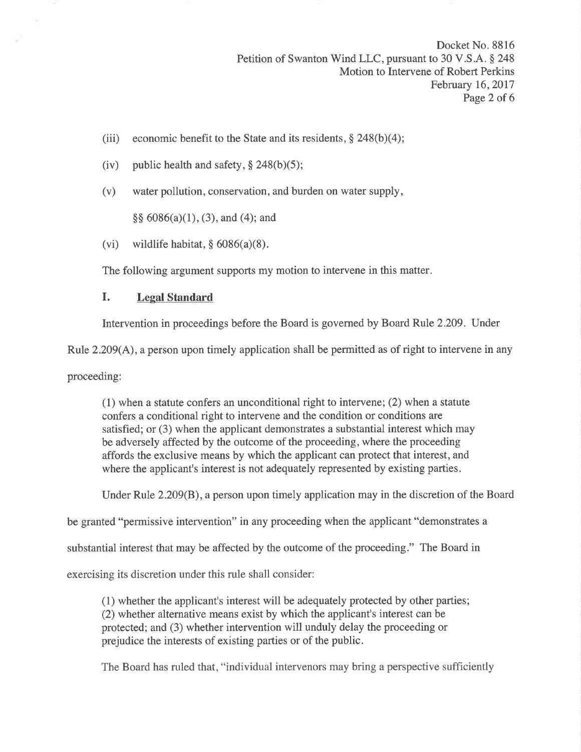(iii) economic benefit to the State and its residents, § 248(b)(4);

(iv) public health and safety, § 248(b)(5);

(v) water pollution, conservation, and burden on water supply, §§ 6086(a)(1), (3), and (4); and

(vi) wildlife habitat, § 6086(a)(8).

The following argument supports my motion to intervene in this matter.

## I. Legal Standard

Intervention in proceedings before the Board is governed by Board Rule 2.209. Under Rule 2.209(A), a person upon timely application shall be permitted as of right to intervene in any proceeding:

> (1) when a statute confers an unconditional right to intervene; (2) when a statute confers a conditional right to intervene and the condition or conditions are satisfied; or (3) when the applicant demonstrates a substantial interest which may be adversely affected by the outcome of the proceeding, where the proceeding affords the exclusive means by which the applicant can protect that interest, and where the applicant's interest is not adequately represented by existing parties.

Under Rule 2.209(B), a person upon timely application may in the discretion of the Board be granted "permissive intervention" in any proceeding when the applicant "demonstrates a substantial interest that may be affected by the outcome of the proceeding." The Board in exercising its discretion under this rule shall consider:

> (1) whether the applicant's interest will be adequately protected by other parties; (2) whether alternative means exist by which the applicant's interest can be protected; and (3) whether intervention will unduly delay the proceeding or prejudice the interests of existing parties or of the public.

The Board has ruled that, "individual intervenors may bring a perspective sufficiently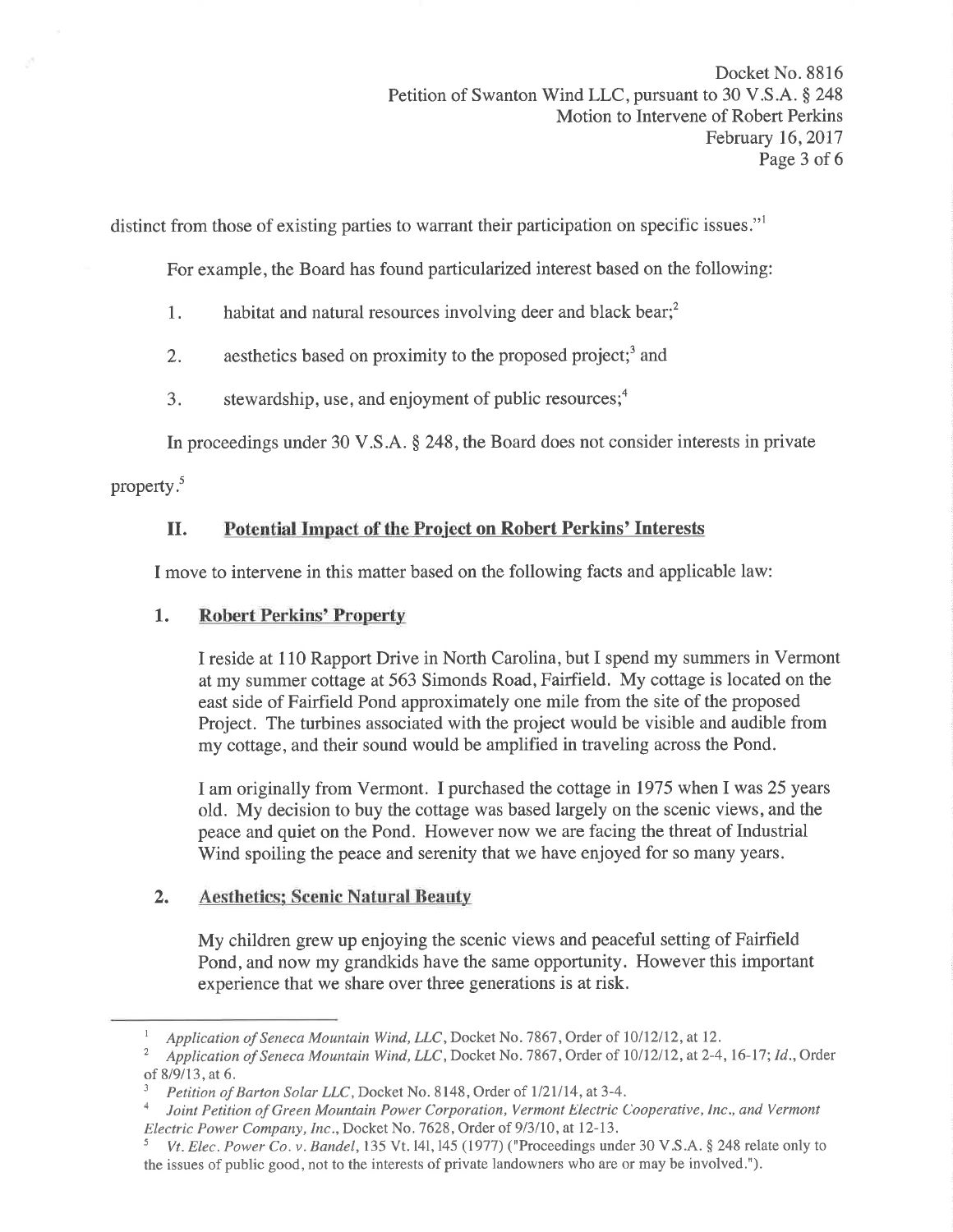distinct from those of existing parties to warrant their participation on specific issues."[1]

For example, the Board has found particularized interest based on the following:

1. habitat and natural resources involving deer and black bear;[2]
2. aesthetics based on proximity to the proposed project;[3] and
3. stewardship, use, and enjoyment of public resources;[4]

In proceedings under 30 V.S.A. § 248, the Board does not consider interests in private property.[5]

## II. Potential Impact of the Project on Robert Perkins' Interests

I move to intervene in this matter based on the following facts and applicable law:

### 1. Robert Perkins' Property

I reside at 110 Rapport Drive in North Carolina, but I spend my summers in Vermont at my summer cottage at 563 Simonds Road, Fairfield. My cottage is located on the east side of Fairfield Pond approximately one mile from the site of the proposed Project. The turbines associated with the project would be visible and audible from my cottage, and their sound would be amplified in traveling across the Pond.

I am originally from Vermont. I purchased the cottage in 1975 when I was 25 years old. My decision to buy the cottage was based largely on the scenic views, and the peace and quiet on the Pond. However now we are facing the threat of Industrial Wind spoiling the peace and serenity that we have enjoyed for so many years.

### 2. Aesthetics; Scenic Natural Beauty

My children grew up enjoying the scenic views and peaceful setting of Fairfield Pond, and now my grandkids have the same opportunity. However this important experience that we share over three generations is at risk.

---

[1] *Application of Seneca Mountain Wind, LLC*, Docket No. 7867, Order of 10/12/12, at 12.

[2] *Application of Seneca Mountain Wind, LLC*, Docket No. 7867, Order of 10/12/12, at 2-4, 16-17; *Id.*, Order of 8/9/13, at 6.

[3] *Petition of Barton Solar LLC*, Docket No. 8148, Order of 1/21/14, at 3-4.

[4] *Joint Petition of Green Mountain Power Corporation, Vermont Electric Cooperative, Inc., and Vermont Electric Power Company, Inc.*, Docket No. 7628, Order of 9/3/10, at 12-13.

[5] *Vt. Elec. Power Co. v. Bandel*, 135 Vt. 141, 145 (1977) ("Proceedings under 30 V.S.A. § 248 relate only to the issues of public good, not to the interests of private landowners who are or may be involved.").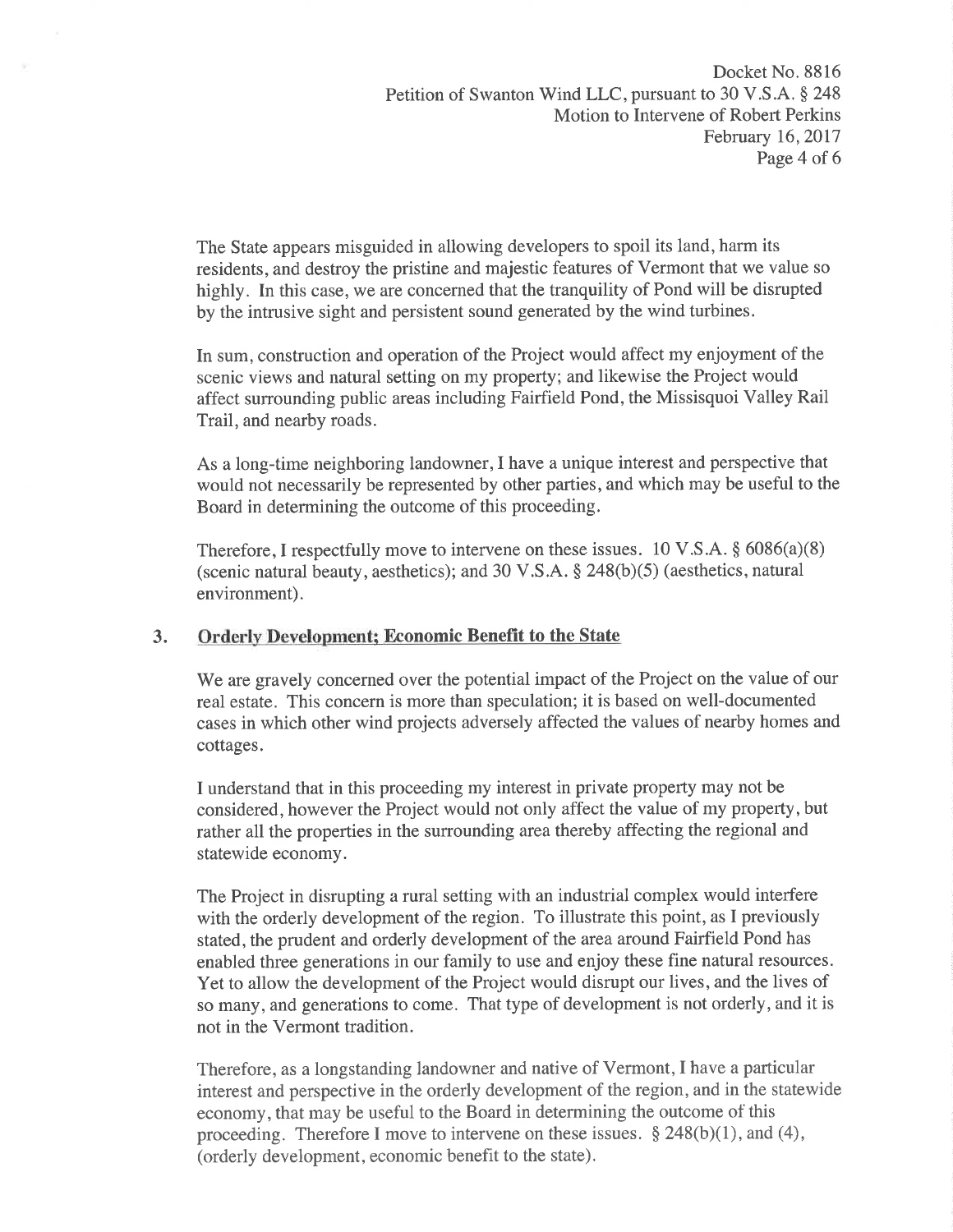The State appears misguided in allowing developers to spoil its land, harm its residents, and destroy the pristine and majestic features of Vermont that we value so highly. In this case, we are concerned that the tranquility of Pond will be disrupted by the intrusive sight and persistent sound generated by the wind turbines.

In sum, construction and operation of the Project would affect my enjoyment of the scenic views and natural setting on my property; and likewise the Project would affect surrounding public areas including Fairfield Pond, the Missisquoi Valley Rail Trail, and nearby roads.

As a long-time neighboring landowner, I have a unique interest and perspective that would not necessarily be represented by other parties, and which may be useful to the Board in determining the outcome of this proceeding.

Therefore, I respectfully move to intervene on these issues. 10 V.S.A. § 6086(a)(8) (scenic natural beauty, aesthetics); and 30 V.S.A. § 248(b)(5) (aesthetics, natural environment).

## 3. Orderly Development; Economic Benefit to the State

We are gravely concerned over the potential impact of the Project on the value of our real estate. This concern is more than speculation; it is based on well-documented cases in which other wind projects adversely affected the values of nearby homes and cottages.

I understand that in this proceeding my interest in private property may not be considered, however the Project would not only affect the value of my property, but rather all the properties in the surrounding area thereby affecting the regional and statewide economy.

The Project in disrupting a rural setting with an industrial complex would interfere with the orderly development of the region. To illustrate this point, as I previously stated, the prudent and orderly development of the area around Fairfield Pond has enabled three generations in our family to use and enjoy these fine natural resources. Yet to allow the development of the Project would disrupt our lives, and the lives of so many, and generations to come. That type of development is not orderly, and it is not in the Vermont tradition.

Therefore, as a longstanding landowner and native of Vermont, I have a particular interest and perspective in the orderly development of the region, and in the statewide economy, that may be useful to the Board in determining the outcome of this proceeding. Therefore I move to intervene on these issues. § 248(b)(1), and (4), (orderly development, economic benefit to the state).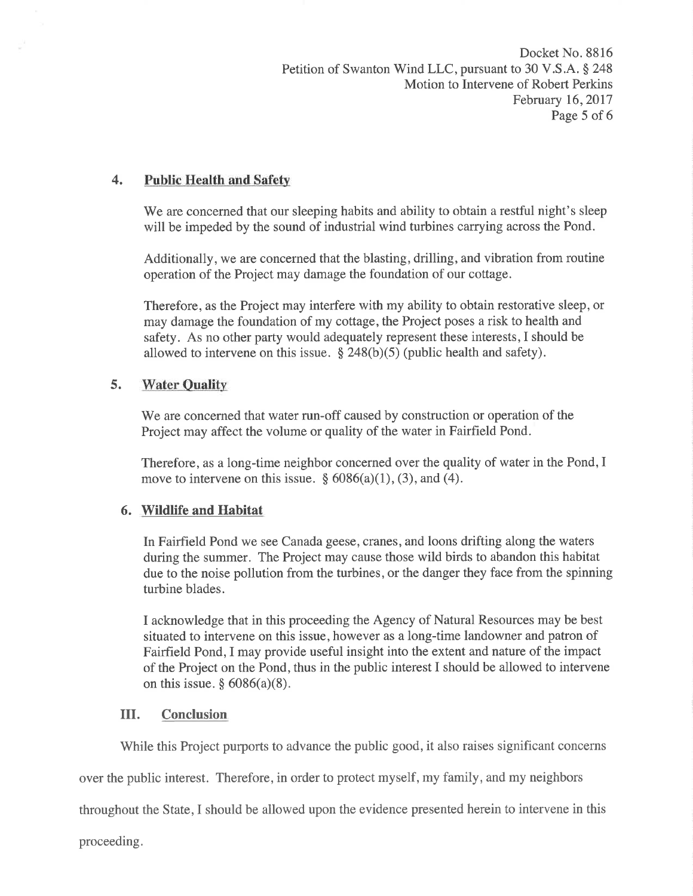### 4. **Public Health and Safety**

We are concerned that our sleeping habits and ability to obtain a restful night's sleep will be impeded by the sound of industrial wind turbines carrying across the Pond.

Additionally, we are concerned that the blasting, drilling, and vibration from routine operation of the Project may damage the foundation of our cottage.

Therefore, as the Project may interfere with my ability to obtain restorative sleep, or may damage the foundation of my cottage, the Project poses a risk to health and safety. As no other party would adequately represent these interests, I should be allowed to intervene on this issue. § 248(b)(5) (public health and safety).

### 5. **Water Quality**

We are concerned that water run-off caused by construction or operation of the Project may affect the volume or quality of the water in Fairfield Pond.

Therefore, as a long-time neighbor concerned over the quality of water in the Pond, I move to intervene on this issue. § 6086(a)(1), (3), and (4).

### 6. **Wildlife and Habitat**

In Fairfield Pond we see Canada geese, cranes, and loons drifting along the waters during the summer. The Project may cause those wild birds to abandon this habitat due to the noise pollution from the turbines, or the danger they face from the spinning turbine blades.

I acknowledge that in this proceeding the Agency of Natural Resources may be best situated to intervene on this issue, however as a long-time landowner and patron of Fairfield Pond, I may provide useful insight into the extent and nature of the impact of the Project on the Pond, thus in the public interest I should be allowed to intervene on this issue. § 6086(a)(8).

## III. **Conclusion**

While this Project purports to advance the public good, it also raises significant concerns over the public interest. Therefore, in order to protect myself, my family, and my neighbors throughout the State, I should be allowed upon the evidence presented herein to intervene in this proceeding.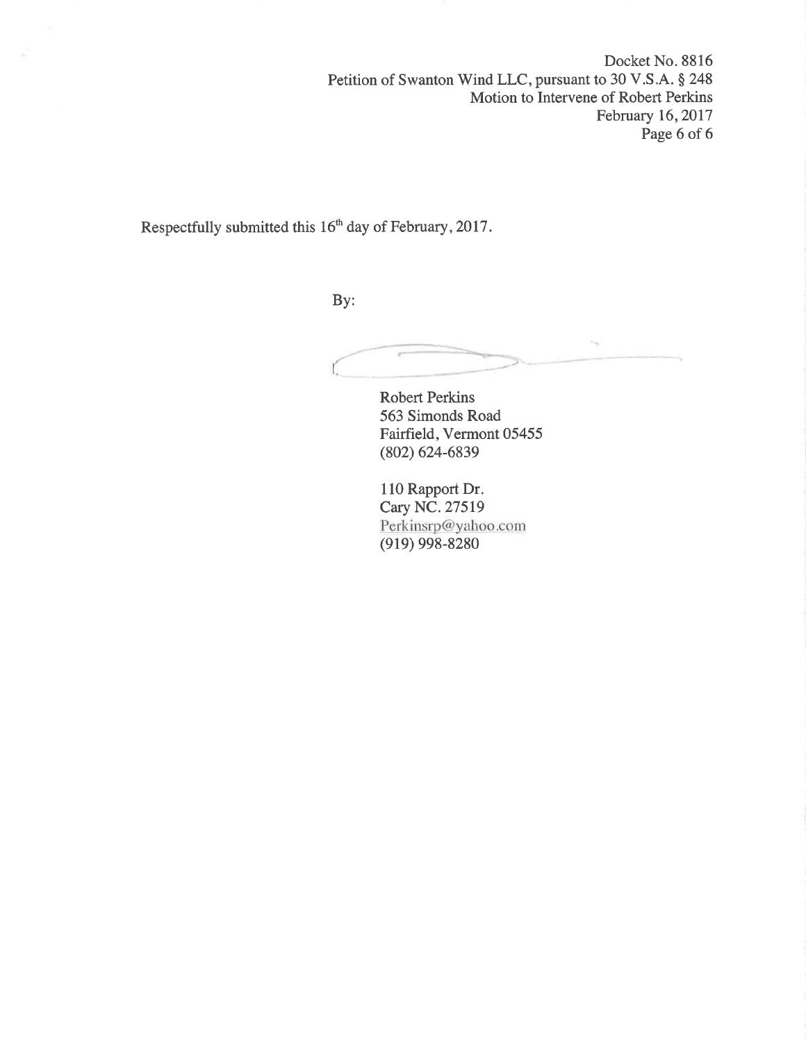Respectfully submitted this 16th day of February, 2017.

By:

Robert Perkins
563 Simonds Road
Fairfield, Vermont 05455
(802) 624-6839

110 Rapport Dr.
Cary NC. 27519
Perkinsrp@yahoo.com
(919) 998-8280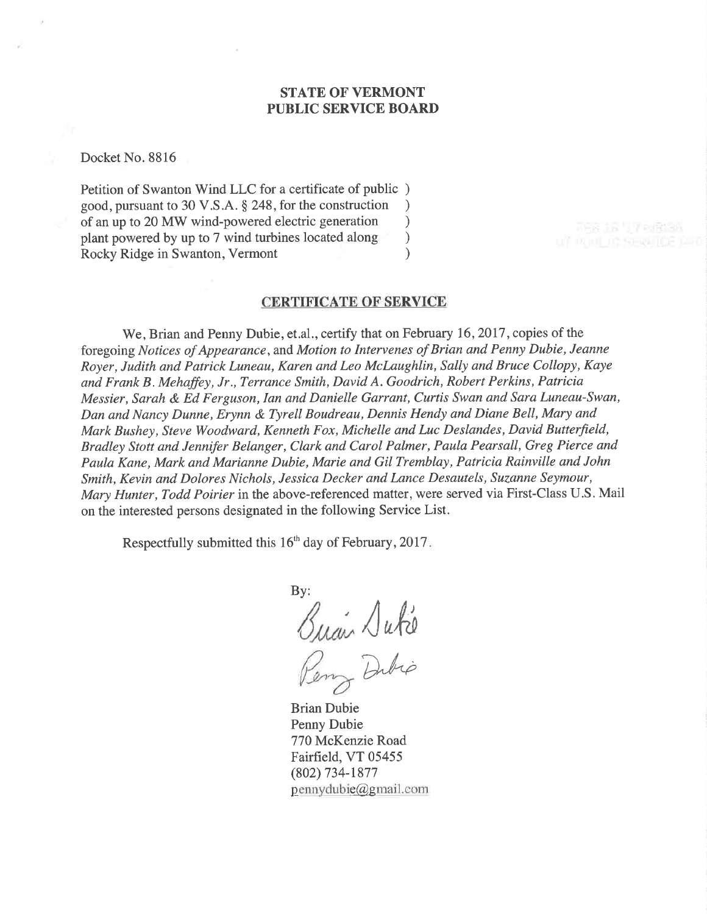**STATE OF VERMONT**
**PUBLIC SERVICE BOARD**

Docket No. 8816

Petition of Swanton Wind LLC for a certificate of public )
good, pursuant to 30 V.S.A. § 248, for the construction )
of an up to 20 MW wind-powered electric generation )
plant powered by up to 7 wind turbines located along )
Rocky Ridge in Swanton, Vermont )

## CERTIFICATE OF SERVICE

We, Brian and Penny Dubie, et.al., certify that on February 16, 2017, copies of the foregoing *Notices of Appearance*, and *Motion to Intervenes of Brian and Penny Dubie, Jeanne Royer, Judith and Patrick Luneau, Karen and Leo McLaughlin, Sally and Bruce Collopy, Kaye and Frank B. Mehaffey, Jr., Terrance Smith, David A. Goodrich, Robert Perkins, Patricia Messier, Sarah & Ed Ferguson, Ian and Danielle Garrant, Curtis Swan and Sara Luneau-Swan, Dan and Nancy Dunne, Erynn & Tyrell Boudreau, Dennis Hendy and Diane Bell, Mary and Mark Bushey, Steve Woodward, Kenneth Fox, Michelle and Luc Deslandes, David Butterfield, Bradley Stott and Jennifer Belanger, Clark and Carol Palmer, Paula Pearsall, Greg Pierce and Paula Kane, Mark and Marianne Dubie, Marie and Gil Tremblay, Patricia Rainville and John Smith, Kevin and Dolores Nichols, Jessica Decker and Lance Desautels, Suzanne Seymour, Mary Hunter, Todd Poirier* in the above-referenced matter, were served via First-Class U.S. Mail on the interested persons designated in the following Service List.

Respectfully submitted this 16th day of February, 2017.

By:

Brian Dubie
Penny Dubie
770 McKenzie Road
Fairfield, VT 05455
(802) 734-1877
pennydubie@gmail.com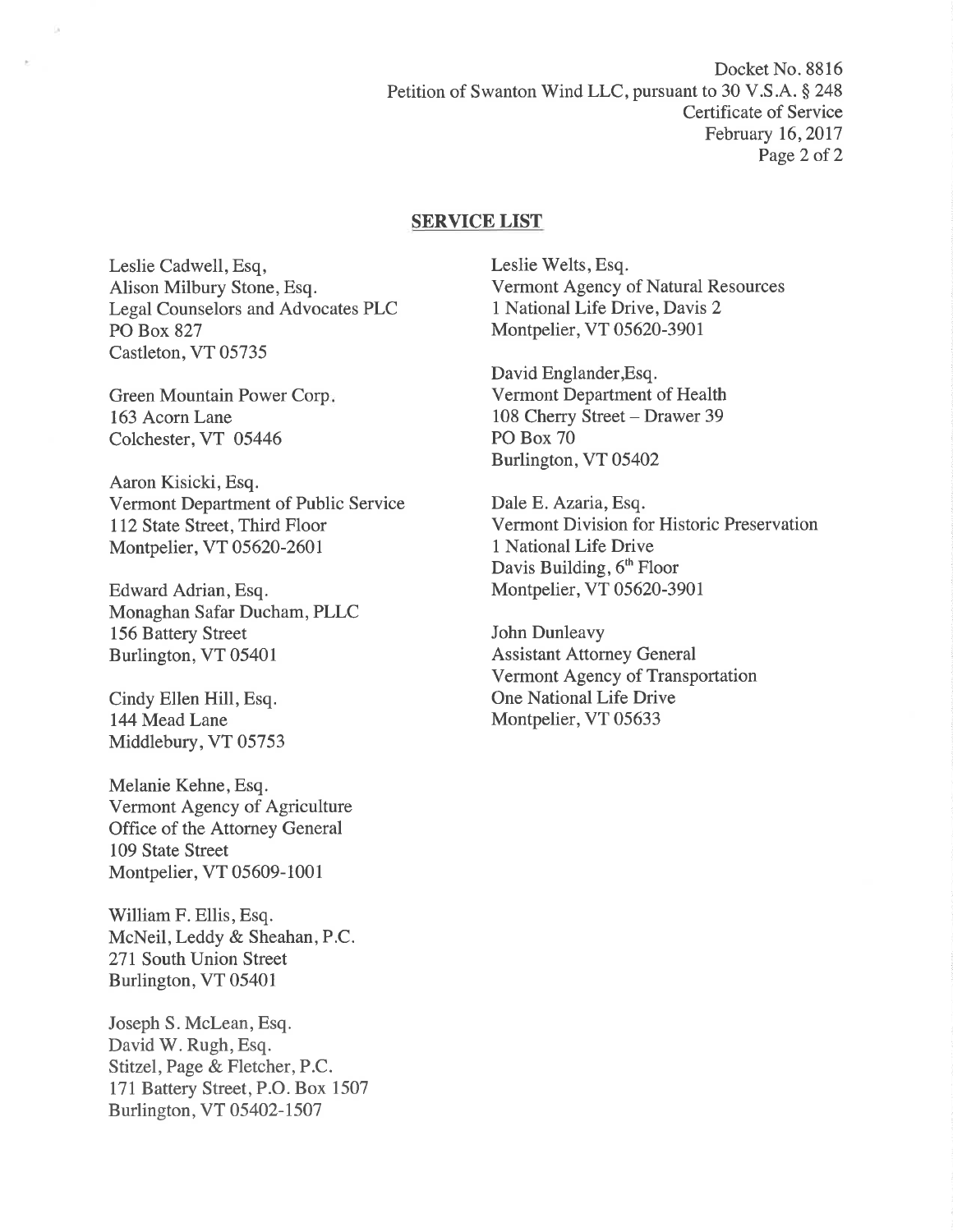## SERVICE LIST

Leslie Cadwell, Esq,
Alison Milbury Stone, Esq.
Legal Counselors and Advocates PLC
PO Box 827
Castleton, VT 05735

Green Mountain Power Corp.
163 Acorn Lane
Colchester, VT 05446

Aaron Kisicki, Esq.
Vermont Department of Public Service
112 State Street, Third Floor
Montpelier, VT 05620-2601

Edward Adrian, Esq.
Monaghan Safar Ducham, PLLC
156 Battery Street
Burlington, VT 05401

Cindy Ellen Hill, Esq.
144 Mead Lane
Middlebury, VT 05753

Melanie Kehne, Esq.
Vermont Agency of Agriculture
Office of the Attorney General
109 State Street
Montpelier, VT 05609-1001

William F. Ellis, Esq.
McNeil, Leddy & Sheahan, P.C.
271 South Union Street
Burlington, VT 05401

Joseph S. McLean, Esq.
David W. Rugh, Esq.
Stitzel, Page & Fletcher, P.C.
171 Battery Street, P.O. Box 1507
Burlington, VT 05402-1507

Leslie Welts, Esq.
Vermont Agency of Natural Resources
1 National Life Drive, Davis 2
Montpelier, VT 05620-3901

David Englander,Esq.
Vermont Department of Health
108 Cherry Street – Drawer 39
PO Box 70
Burlington, VT 05402

Dale E. Azaria, Esq.
Vermont Division for Historic Preservation
1 National Life Drive
Davis Building, 6th Floor
Montpelier, VT 05620-3901

John Dunleavy
Assistant Attorney General
Vermont Agency of Transportation
One National Life Drive
Montpelier, VT 05633